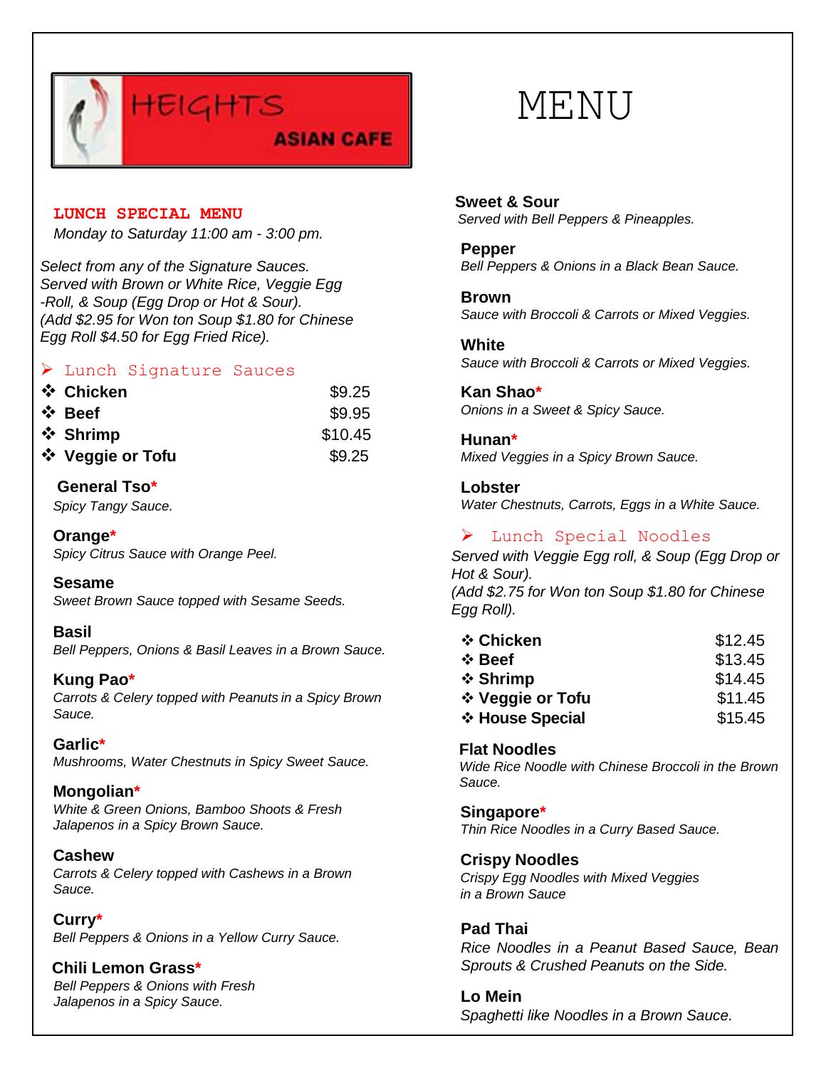# HEIGHTS ASIAN CAFE

# MENU

## LUNCH SPECIAL MENU

*Monday to Saturday 11:00 am - 3:00 pm.*

*Select from any of the Signature Sauces. Served with Brown or White Rice, Veggie Egg -Roll, & Soup (Egg Drop or Hot & Sour). (Add $2.95 for Won ton Soup $1.80 for Chinese Egg Roll $4.50 for Egg Fried Rice).*

### ➢ Lunch Signature Sauces

| | |
|---|---|
| ❖ **Chicken** | $9.25 |
| ❖ **Beef** | $9.95 |
| ❖ **Shrimp** | $10.45 |
| ❖ **Veggie or Tofu** | $9.25 |

**General Tso***
*Spicy Tangy Sauce.*

**Orange***
*Spicy Citrus Sauce with Orange Peel.*

**Sesame**
*Sweet Brown Sauce topped with Sesame Seeds.*

**Basil**
*Bell Peppers, Onions & Basil Leaves in a Brown Sauce.*

**Kung Pao***
*Carrots & Celery topped with Peanuts in a Spicy Brown Sauce.*

**Garlic***
*Mushrooms, Water Chestnuts in Spicy Sweet Sauce.*

**Mongolian***
*White & Green Onions, Bamboo Shoots & Fresh Jalapenos in a Spicy Brown Sauce.*

**Cashew**
*Carrots & Celery topped with Cashews in a Brown Sauce.*

**Curry***
*Bell Peppers & Onions in a Yellow Curry Sauce.*

**Chili Lemon Grass***
*Bell Peppers & Onions with Fresh Jalapenos in a Spicy Sauce.*

**Sweet & Sour**
*Served with Bell Peppers & Pineapples.*

**Pepper**
*Bell Peppers & Onions in a Black Bean Sauce.*

**Brown**
*Sauce with Broccoli & Carrots or Mixed Veggies.*

**White**
*Sauce with Broccoli & Carrots or Mixed Veggies.*

**Kan Shao***
*Onions in a Sweet & Spicy Sauce.*

**Hunan***
*Mixed Veggies in a Spicy Brown Sauce.*

**Lobster**
*Water Chestnuts, Carrots, Eggs in a White Sauce.*

### ➢ Lunch Special Noodles

*Served with Veggie Egg roll, & Soup (Egg Drop or Hot & Sour). (Add $2.75 for Won ton Soup $1.80 for Chinese Egg Roll).*

| | |
|---|---|
| ❖ **Chicken** | $12.45 |
| ❖ **Beef** | $13.45 |
| ❖ **Shrimp** | $14.45 |
| ❖ **Veggie or Tofu** | $11.45 |
| ❖ **House Special** | $15.45 |

**Flat Noodles**
*Wide Rice Noodle with Chinese Broccoli in the Brown Sauce.*

**Singapore***
*Thin Rice Noodles in a Curry Based Sauce.*

**Crispy Noodles**
*Crispy Egg Noodles with Mixed Veggies in a Brown Sauce*

**Pad Thai**
*Rice Noodles in a Peanut Based Sauce, Bean Sprouts & Crushed Peanuts on the Side.*

**Lo Mein**
*Spaghetti like Noodles in a Brown Sauce.*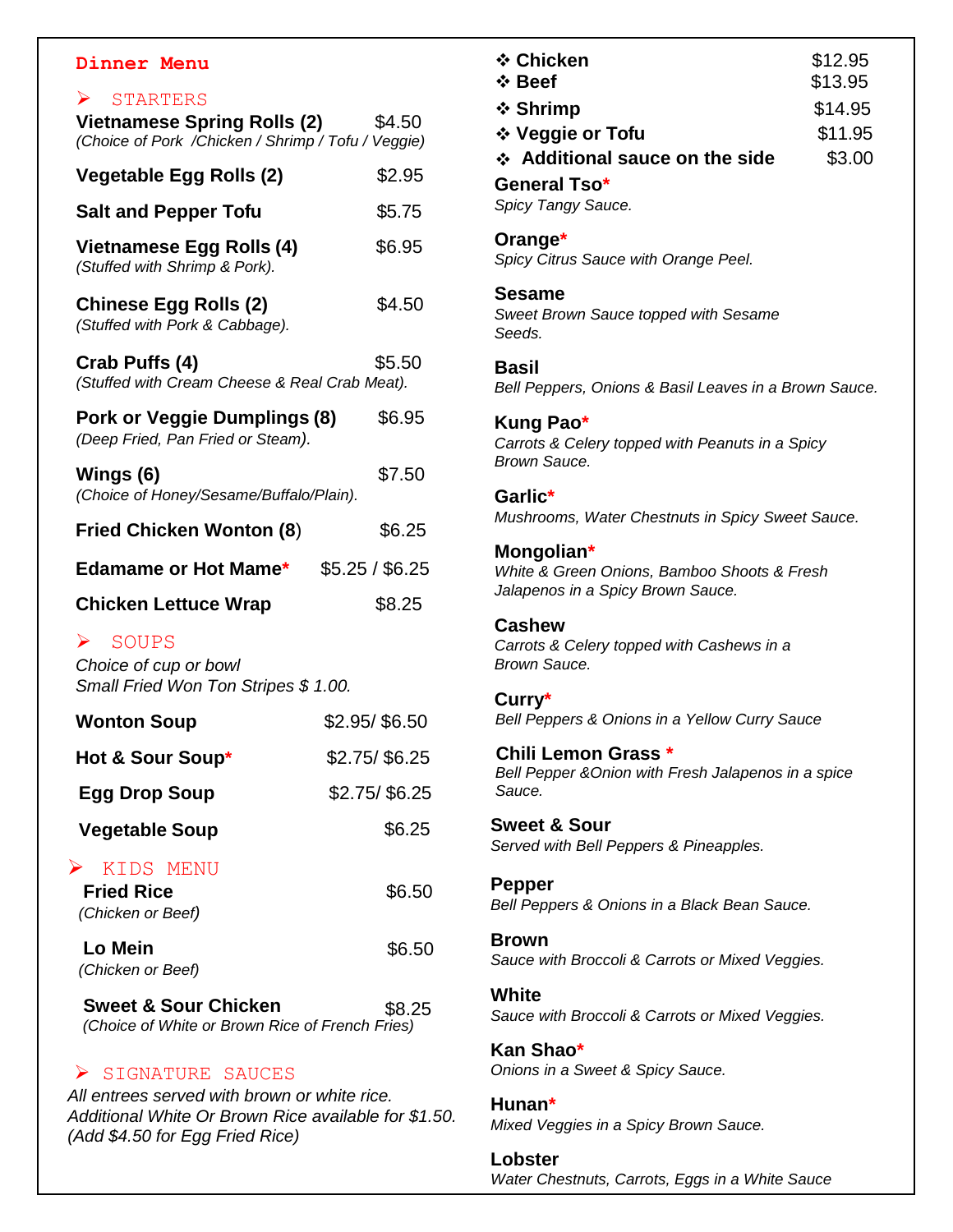# Dinner Menu

## ➢ STARTERS

**Vietnamese Spring Rolls (2)** $4.50
*(Choice of Pork /Chicken / Shrimp / Tofu / Veggie)*

**Vegetable Egg Rolls (2)** $2.95

**Salt and Pepper Tofu** $5.75

**Vietnamese Egg Rolls (4)** $6.95
*(Stuffed with Shrimp & Pork).*

**Chinese Egg Rolls (2)** $4.50
*(Stuffed with Pork & Cabbage).*

**Crab Puffs (4)** $5.50
*(Stuffed with Cream Cheese & Real Crab Meat).*

**Pork or Veggie Dumplings (8)** $6.95
*(Deep Fried, Pan Fried or Steam).*

**Wings (6)** $7.50
*(Choice of Honey/Sesame/Buffalo/Plain).*

**Fried Chicken Wonton (8)** $6.25

**Edamame or Hot Mame*** $5.25 / $6.25

**Chicken Lettuce Wrap** $8.25

## ➢ SOUPS

*Choice of cup or bowl*
*Small Fried Won Ton Stripes $ 1.00.*

**Wonton Soup** $2.95/ $6.50

**Hot & Sour Soup*** $2.75/ $6.25

**Egg Drop Soup** $2.75/ $6.25

**Vegetable Soup** $6.25

## ➢ KIDS MENU

**Fried Rice** $6.50
*(Chicken or Beef)*

**Lo Mein** $6.50
*(Chicken or Beef)*

**Sweet & Sour Chicken** $8.25
*(Choice of White or Brown Rice of French Fries)*

## ➢ SIGNATURE SAUCES

*All entrees served with brown or white rice.*
*Additional White Or Brown Rice available for $1.50.*
*(Add $4.50 for Egg Fried Rice)*

- ❖ **Chicken** $12.95
- ❖ **Beef** $13.95
- ❖ **Shrimp** $14.95
- ❖ **Veggie or Tofu** $11.95
- ❖ **Additional sauce on the side** $3.00

**General Tso***
*Spicy Tangy Sauce.*

**Orange***
*Spicy Citrus Sauce with Orange Peel.*

**Sesame**
*Sweet Brown Sauce topped with Sesame Seeds.*

**Basil**
*Bell Peppers, Onions & Basil Leaves in a Brown Sauce.*

**Kung Pao***
*Carrots & Celery topped with Peanuts in a Spicy Brown Sauce.*

**Garlic***
*Mushrooms, Water Chestnuts in Spicy Sweet Sauce.*

**Mongolian***
*White & Green Onions, Bamboo Shoots & Fresh Jalapenos in a Spicy Brown Sauce.*

**Cashew**
*Carrots & Celery topped with Cashews in a Brown Sauce.*

**Curry***
*Bell Peppers & Onions in a Yellow Curry Sauce*

**Chili Lemon Grass ***
*Bell Pepper &Onion with Fresh Jalapenos in a spice Sauce.*

**Sweet & Sour**
*Served with Bell Peppers & Pineapples.*

**Pepper**
*Bell Peppers & Onions in a Black Bean Sauce.*

**Brown**
*Sauce with Broccoli & Carrots or Mixed Veggies.*

**White**
*Sauce with Broccoli & Carrots or Mixed Veggies.*

**Kan Shao***
*Onions in a Sweet & Spicy Sauce.*

**Hunan***
*Mixed Veggies in a Spicy Brown Sauce.*

**Lobster**
*Water Chestnuts, Carrots, Eggs in a White Sauce*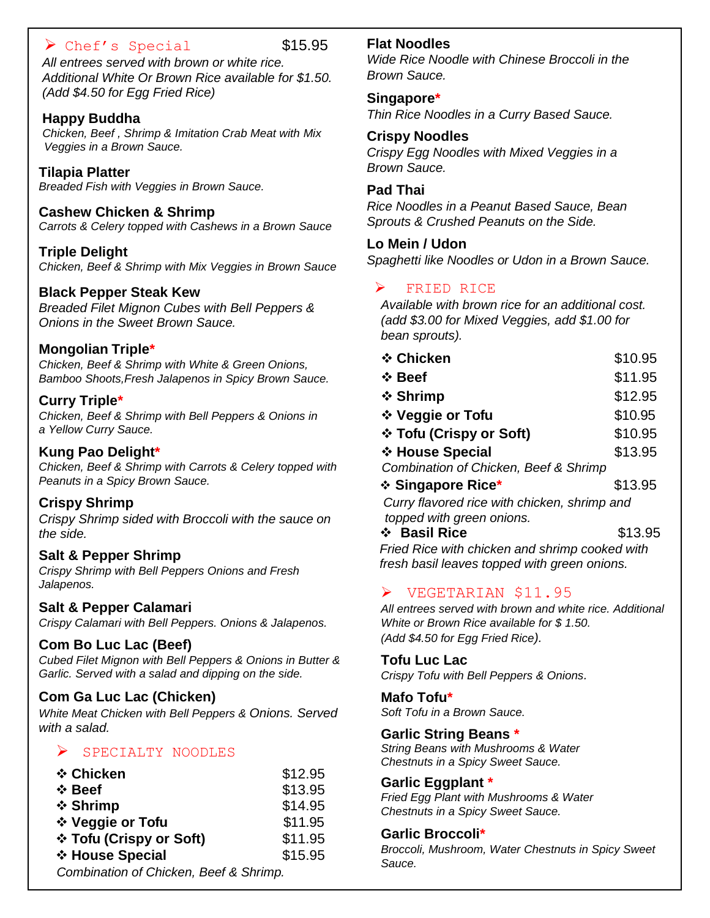## ➢ Chef's Special $15.95

*All entrees served with brown or white rice. Additional White Or Brown Rice available for $1.50. (Add $4.50 for Egg Fried Rice)*

**Happy Buddha**
*Chicken, Beef , Shrimp & Imitation Crab Meat with Mix Veggies in a Brown Sauce.*

**Tilapia Platter**
*Breaded Fish with Veggies in Brown Sauce.*

**Cashew Chicken & Shrimp**
*Carrots & Celery topped with Cashews in a Brown Sauce*

**Triple Delight**
*Chicken, Beef & Shrimp with Mix Veggies in Brown Sauce*

**Black Pepper Steak Kew**
*Breaded Filet Mignon Cubes with Bell Peppers & Onions in the Sweet Brown Sauce.*

**Mongolian Triple***
*Chicken, Beef & Shrimp with White & Green Onions, Bamboo Shoots,Fresh Jalapenos in Spicy Brown Sauce.*

**Curry Triple***
*Chicken, Beef & Shrimp with Bell Peppers & Onions in a Yellow Curry Sauce.*

**Kung Pao Delight***
*Chicken, Beef & Shrimp with Carrots & Celery topped with Peanuts in a Spicy Brown Sauce.*

**Crispy Shrimp**
*Crispy Shrimp sided with Broccoli with the sauce on the side.*

**Salt & Pepper Shrimp**
*Crispy Shrimp with Bell Peppers Onions and Fresh Jalapenos.*

**Salt & Pepper Calamari**
*Crispy Calamari with Bell Peppers. Onions & Jalapenos.*

**Com Bo Luc Lac (Beef)**
*Cubed Filet Mignon with Bell Peppers & Onions in Butter & Garlic. Served with a salad and dipping on the side.*

**Com Ga Luc Lac (Chicken)**
*White Meat Chicken with Bell Peppers & Onions. Served with a salad.*

## ➢ SPECIALTY NOODLES

| Item | Price |
|---|---|
| ❖ **Chicken** | $12.95 |
| ❖ **Beef** | $13.95 |
| ❖ **Shrimp** | $14.95 |
| ❖ **Veggie or Tofu** | $11.95 |
| ❖ **Tofu (Crispy or Soft)** | $11.95 |
| ❖ **House Special** | $15.95 |

*Combination of Chicken, Beef & Shrimp.*

**Flat Noodles**
*Wide Rice Noodle with Chinese Broccoli in the Brown Sauce.*

**Singapore***
*Thin Rice Noodles in a Curry Based Sauce.*

**Crispy Noodles**
*Crispy Egg Noodles with Mixed Veggies in a Brown Sauce.*

**Pad Thai**
*Rice Noodles in a Peanut Based Sauce, Bean Sprouts & Crushed Peanuts on the Side.*

**Lo Mein / Udon**
*Spaghetti like Noodles or Udon in a Brown Sauce.*

## ➢ FRIED RICE

*Available with brown rice for an additional cost. (add $3.00 for Mixed Veggies, add $1.00 for bean sprouts).*

| Item | Price |
|---|---|
| ❖ **Chicken** | $10.95 |
| ❖ **Beef** | $11.95 |
| ❖ **Shrimp** | $12.95 |
| ❖ **Veggie or Tofu** | $10.95 |
| ❖ **Tofu (Crispy or Soft)** | $10.95 |
| ❖ **House Special** | $13.95 |
| ❖ **Singapore Rice*** | $13.95 |
| ❖ **Basil Rice** | $13.95 |

House Special: *Combination of Chicken, Beef & Shrimp*

Singapore Rice: *Curry flavored rice with chicken, shrimp and topped with green onions.*

Basil Rice: *Fried Rice with chicken and shrimp cooked with fresh basil leaves topped with green onions.*

## ➢ VEGETARIAN $11.95

*All entrees served with brown and white rice. Additional White or Brown Rice available for $ 1.50. (Add $4.50 for Egg Fried Rice).*

**Tofu Luc Lac**
*Crispy Tofu with Bell Peppers & Onions.*

**Mafo Tofu***
*Soft Tofu in a Brown Sauce.*

**Garlic String Beans ***
*String Beans with Mushrooms & Water Chestnuts in a Spicy Sweet Sauce.*

**Garlic Eggplant ***
*Fried Egg Plant with Mushrooms & Water Chestnuts in a Spicy Sweet Sauce.*

**Garlic Broccoli***
*Broccoli, Mushroom, Water Chestnuts in Spicy Sweet Sauce.*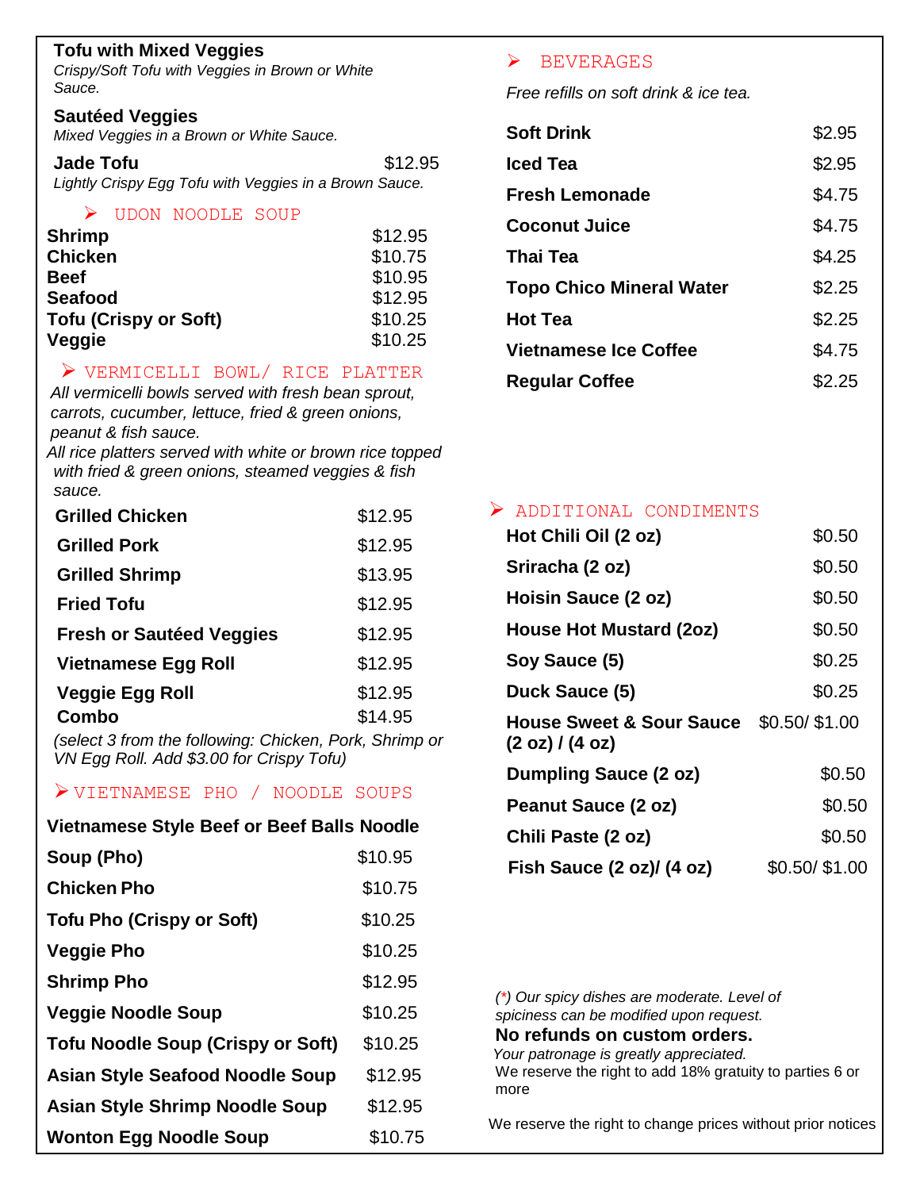**Tofu with Mixed Veggies**
*Crispy/Soft Tofu with Veggies in Brown or White Sauce.*

**Sautéed Veggies**
*Mixed Veggies in a Brown or White Sauce.*

**Jade Tofu** $12.95
*Lightly Crispy Egg Tofu with Veggies in a Brown Sauce.*

## ➢ UDON NOODLE SOUP

| Item | Price |
|---|---|
| **Shrimp** | $12.95 |
| **Chicken** | $10.75 |
| **Beef** | $10.95 |
| **Seafood** | $12.95 |
| **Tofu (Crispy or Soft)** | $10.25 |
| **Veggie** | $10.25 |

## ➢ VERMICELLI BOWL/ RICE PLATTER

*All vermicelli bowls served with fresh bean sprout, carrots, cucumber, lettuce, fried & green onions, peanut & fish sauce.*
*All rice platters served with white or brown rice topped with fried & green onions, steamed veggies & fish sauce.*

| Item | Price |
|---|---|
| **Grilled Chicken** | $12.95 |
| **Grilled Pork** | $12.95 |
| **Grilled Shrimp** | $13.95 |
| **Fried Tofu** | $12.95 |
| **Fresh or Sautéed Veggies** | $12.95 |
| **Vietnamese Egg Roll** | $12.95 |
| **Veggie Egg Roll** | $12.95 |
| **Combo** | $14.95 |

*(select 3 from the following: Chicken, Pork, Shrimp or VN Egg Roll. Add $3.00 for Crispy Tofu)*

## ➢ VIETNAMESE PHO / NOODLE SOUPS

| Item | Price |
|---|---|
| **Vietnamese Style Beef or Beef Balls Noodle Soup (Pho)** | $10.95 |
| **Chicken Pho** | $10.75 |
| **Tofu Pho (Crispy or Soft)** | $10.25 |
| **Veggie Pho** | $10.25 |
| **Shrimp Pho** | $12.95 |
| **Veggie Noodle Soup** | $10.25 |
| **Tofu Noodle Soup (Crispy or Soft)** | $10.25 |
| **Asian Style Seafood Noodle Soup** | $12.95 |
| **Asian Style Shrimp Noodle Soup** | $12.95 |
| **Wonton Egg Noodle Soup** | $10.75 |

## ➢ BEVERAGES

*Free refills on soft drink & ice tea.*

| Item | Price |
|---|---|
| **Soft Drink** | $2.95 |
| **Iced Tea** | $2.95 |
| **Fresh Lemonade** | $4.75 |
| **Coconut Juice** | $4.75 |
| **Thai Tea** | $4.25 |
| **Topo Chico Mineral Water** | $2.25 |
| **Hot Tea** | $2.25 |
| **Vietnamese Ice Coffee** | $4.75 |
| **Regular Coffee** | $2.25 |

## ➢ ADDITIONAL CONDIMENTS

| Item | Price |
|---|---|
| **Hot Chili Oil (2 oz)** | $0.50 |
| **Sriracha (2 oz)** | $0.50 |
| **Hoisin Sauce (2 oz)** | $0.50 |
| **House Hot Mustard (2oz)** | $0.50 |
| **Soy Sauce (5)** | $0.25 |
| **Duck Sauce (5)** | $0.25 |
| **House Sweet & Sour Sauce (2 oz) / (4 oz)** | $0.50/ $1.00 |
| **Dumpling Sauce (2 oz)** | $0.50 |
| **Peanut Sauce (2 oz)** | $0.50 |
| **Chili Paste (2 oz)** | $0.50 |
| **Fish Sauce (2 oz)/ (4 oz)** | $0.50/ $1.00 |

*(\*) Our spicy dishes are moderate. Level of spiciness can be modified upon request.*

**No refunds on custom orders.**

*Your patronage is greatly appreciated.*

We reserve the right to add 18% gratuity to parties 6 or more

We reserve the right to change prices without prior notices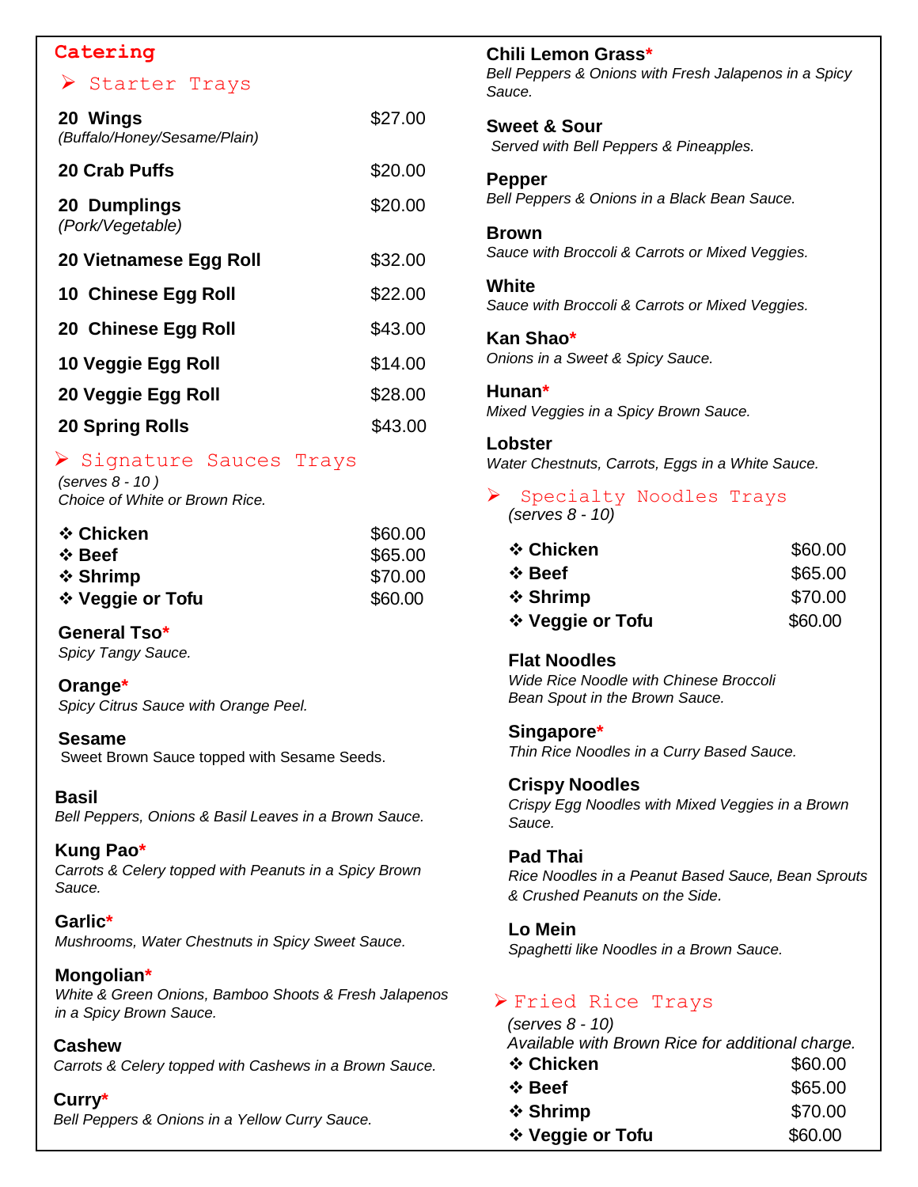# Catering

## ➢ Starter Trays

| | |
|---|---|
| **20 Wings** *(Buffalo/Honey/Sesame/Plain)* | $27.00 |
| **20 Crab Puffs** | $20.00 |
| **20 Dumplings** *(Pork/Vegetable)* | $20.00 |
| **20 Vietnamese Egg Roll** | $32.00 |
| **10 Chinese Egg Roll** | $22.00 |
| **20 Chinese Egg Roll** | $43.00 |
| **10 Veggie Egg Roll** | $14.00 |
| **20 Veggie Egg Roll** | $28.00 |
| **20 Spring Rolls** | $43.00 |

## ➢ Signature Sauces Trays

*(serves 8 - 10 )*
*Choice of White or Brown Rice.*

| | |
|---|---|
| ❖ **Chicken** | $60.00 |
| ❖ **Beef** | $65.00 |
| ❖ **Shrimp** | $70.00 |
| ❖ **Veggie or Tofu** | $60.00 |

**General Tso***
*Spicy Tangy Sauce.*

**Orange***
*Spicy Citrus Sauce with Orange Peel.*

**Sesame**
Sweet Brown Sauce topped with Sesame Seeds.

**Basil**
*Bell Peppers, Onions & Basil Leaves in a Brown Sauce.*

**Kung Pao***
*Carrots & Celery topped with Peanuts in a Spicy Brown Sauce.*

**Garlic***
*Mushrooms, Water Chestnuts in Spicy Sweet Sauce.*

**Mongolian***
*White & Green Onions, Bamboo Shoots & Fresh Jalapenos in a Spicy Brown Sauce.*

**Cashew**
*Carrots & Celery topped with Cashews in a Brown Sauce.*

**Curry***
*Bell Peppers & Onions in a Yellow Curry Sauce.*

**Chili Lemon Grass***
*Bell Peppers & Onions with Fresh Jalapenos in a Spicy Sauce.*

**Sweet & Sour**
*Served with Bell Peppers & Pineapples.*

**Pepper**
*Bell Peppers & Onions in a Black Bean Sauce.*

**Brown**
*Sauce with Broccoli & Carrots or Mixed Veggies.*

**White**
*Sauce with Broccoli & Carrots or Mixed Veggies.*

**Kan Shao***
*Onions in a Sweet & Spicy Sauce.*

**Hunan***
*Mixed Veggies in a Spicy Brown Sauce.*

**Lobster**
*Water Chestnuts, Carrots, Eggs in a White Sauce.*

## ➢ Specialty Noodles Trays

*(serves 8 - 10)*

| | |
|---|---|
| ❖ **Chicken** | $60.00 |
| ❖ **Beef** | $65.00 |
| ❖ **Shrimp** | $70.00 |
| ❖ **Veggie or Tofu** | $60.00 |

**Flat Noodles**
*Wide Rice Noodle with Chinese Broccoli Bean Spout in the Brown Sauce.*

**Singapore***
*Thin Rice Noodles in a Curry Based Sauce.*

**Crispy Noodles**
*Crispy Egg Noodles with Mixed Veggies in a Brown Sauce.*

**Pad Thai**
*Rice Noodles in a Peanut Based Sauce, Bean Sprouts & Crushed Peanuts on the Side.*

**Lo Mein**
*Spaghetti like Noodles in a Brown Sauce.*

## ➢ Fried Rice Trays

*(serves 8 - 10)*
*Available with Brown Rice for additional charge.*

| | |
|---|---|
| ❖ **Chicken** | $60.00 |
| ❖ **Beef** | $65.00 |
| ❖ **Shrimp** | $70.00 |
| ❖ **Veggie or Tofu** | $60.00 |